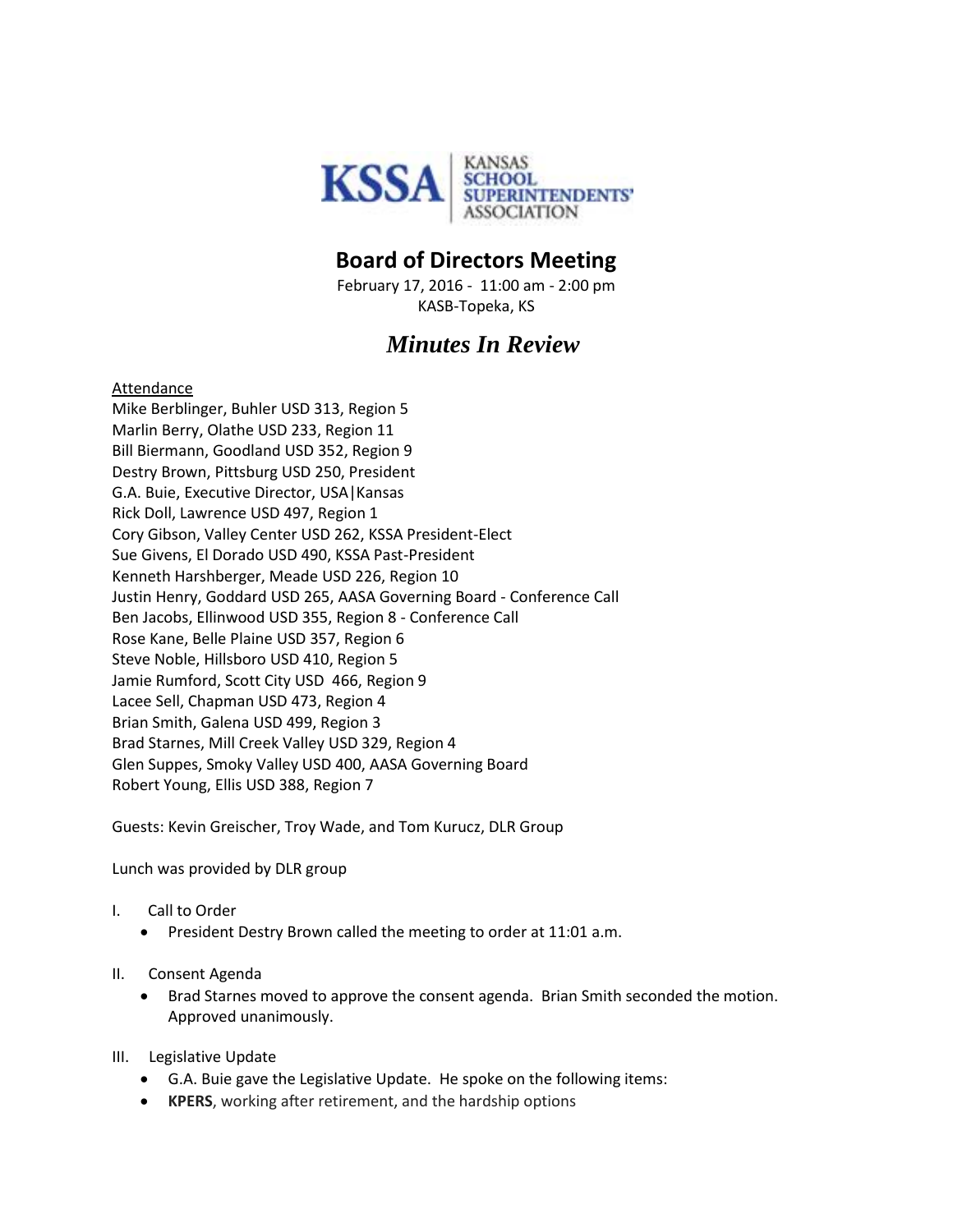KSSA | KANSAS SCHOOL SUPERINTENDENTS' ASSOCIATION

# Board of Directors Meeting

February 17, 2016 - 11:00 am - 2:00 pm
KASB-Topeka, KS

## *Minutes In Review*

Attendance
Mike Berblinger, Buhler USD 313, Region 5
Marlin Berry, Olathe USD 233, Region 11
Bill Biermann, Goodland USD 352, Region 9
Destry Brown, Pittsburg USD 250, President
G.A. Buie, Executive Director, USA|Kansas
Rick Doll, Lawrence USD 497, Region 1
Cory Gibson, Valley Center USD 262, KSSA President-Elect
Sue Givens, El Dorado USD 490, KSSA Past-President
Kenneth Harshberger, Meade USD 226, Region 10
Justin Henry, Goddard USD 265, AASA Governing Board - Conference Call
Ben Jacobs, Ellinwood USD 355, Region 8 - Conference Call
Rose Kane, Belle Plaine USD 357, Region 6
Steve Noble, Hillsboro USD 410, Region 5
Jamie Rumford, Scott City USD 466, Region 9
Lacee Sell, Chapman USD 473, Region 4
Brian Smith, Galena USD 499, Region 3
Brad Starnes, Mill Creek Valley USD 329, Region 4
Glen Suppes, Smoky Valley USD 400, AASA Governing Board
Robert Young, Ellis USD 388, Region 7

Guests: Kevin Greischer, Troy Wade, and Tom Kurucz, DLR Group

Lunch was provided by DLR group

I. Call to Order
- President Destry Brown called the meeting to order at 11:01 a.m.

II. Consent Agenda
- Brad Starnes moved to approve the consent agenda. Brian Smith seconded the motion. Approved unanimously.

III. Legislative Update
- G.A. Buie gave the Legislative Update. He spoke on the following items:
- **KPERS**, working after retirement, and the hardship options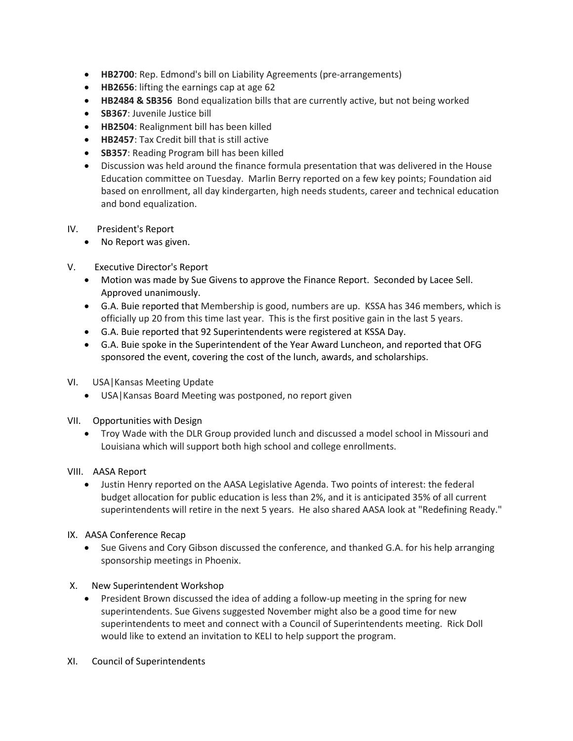- **HB2700**: Rep. Edmond's bill on Liability Agreements (pre-arrangements)
- **HB2656**: lifting the earnings cap at age 62
- **HB2484 & SB356** Bond equalization bills that are currently active, but not being worked
- **SB367**: Juvenile Justice bill
- **HB2504**: Realignment bill has been killed
- **HB2457**: Tax Credit bill that is still active
- **SB357**: Reading Program bill has been killed
- Discussion was held around the finance formula presentation that was delivered in the House Education committee on Tuesday. Marlin Berry reported on a few key points; Foundation aid based on enrollment, all day kindergarten, high needs students, career and technical education and bond equalization.

IV. President's Report

- No Report was given.

V. Executive Director's Report

- Motion was made by Sue Givens to approve the Finance Report. Seconded by Lacee Sell. Approved unanimously.
- G.A. Buie reported that Membership is good, numbers are up. KSSA has 346 members, which is officially up 20 from this time last year. This is the first positive gain in the last 5 years.
- G.A. Buie reported that 92 Superintendents were registered at KSSA Day.
- G.A. Buie spoke in the Superintendent of the Year Award Luncheon, and reported that OFG sponsored the event, covering the cost of the lunch, awards, and scholarships.

VI. USA|Kansas Meeting Update

- USA|Kansas Board Meeting was postponed, no report given

VII. Opportunities with Design

- Troy Wade with the DLR Group provided lunch and discussed a model school in Missouri and Louisiana which will support both high school and college enrollments.

VIII. AASA Report

- Justin Henry reported on the AASA Legislative Agenda. Two points of interest: the federal budget allocation for public education is less than 2%, and it is anticipated 35% of all current superintendents will retire in the next 5 years. He also shared AASA look at "Redefining Ready."

IX. AASA Conference Recap

- Sue Givens and Cory Gibson discussed the conference, and thanked G.A. for his help arranging sponsorship meetings in Phoenix.

X. New Superintendent Workshop

- President Brown discussed the idea of adding a follow-up meeting in the spring for new superintendents. Sue Givens suggested November might also be a good time for new superintendents to meet and connect with a Council of Superintendents meeting. Rick Doll would like to extend an invitation to KELI to help support the program.

XI. Council of Superintendents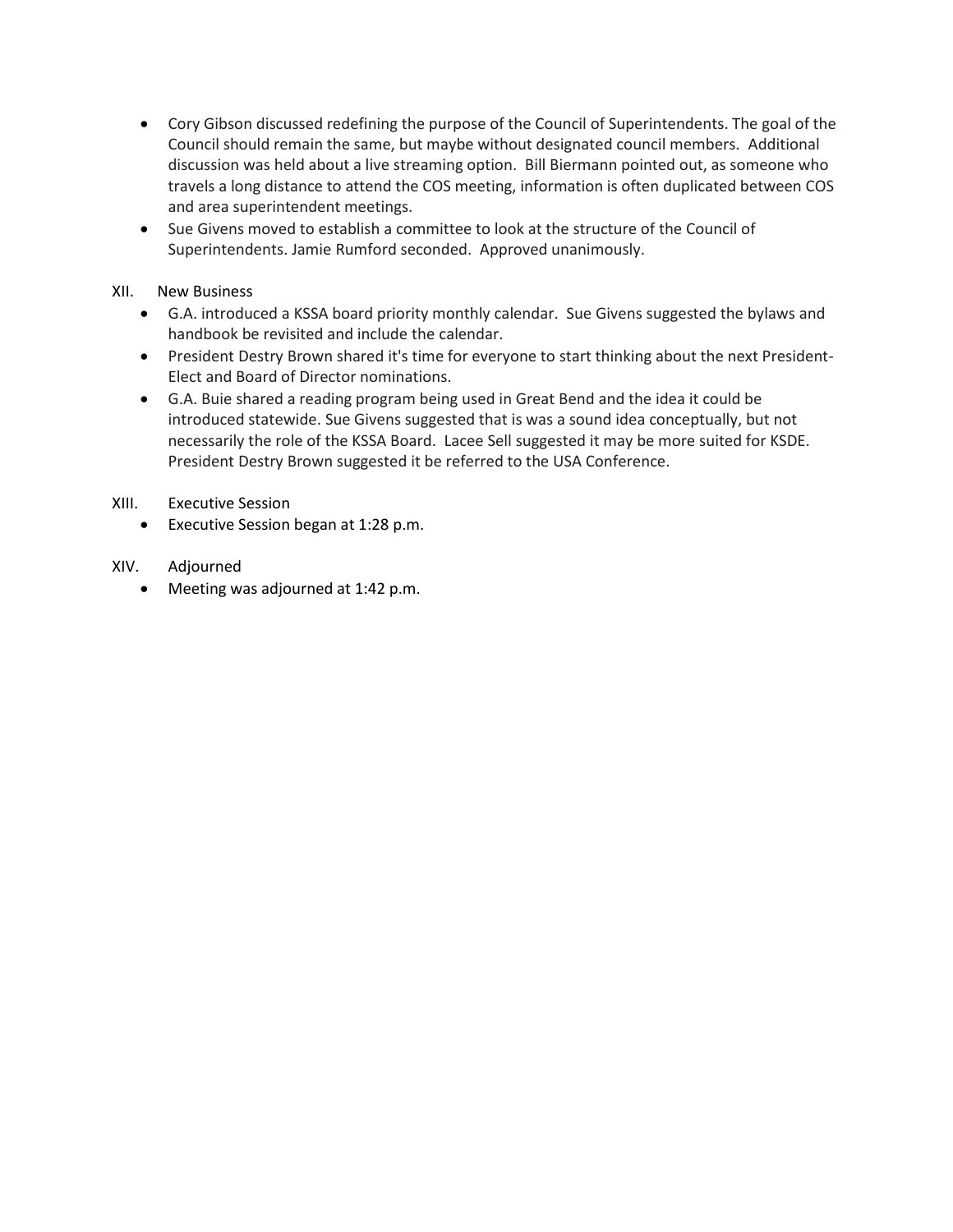- Cory Gibson discussed redefining the purpose of the Council of Superintendents. The goal of the Council should remain the same, but maybe without designated council members. Additional discussion was held about a live streaming option. Bill Biermann pointed out, as someone who travels a long distance to attend the COS meeting, information is often duplicated between COS and area superintendent meetings.
- Sue Givens moved to establish a committee to look at the structure of the Council of Superintendents. Jamie Rumford seconded. Approved unanimously.

XII. New Business

- G.A. introduced a KSSA board priority monthly calendar. Sue Givens suggested the bylaws and handbook be revisited and include the calendar.
- President Destry Brown shared it's time for everyone to start thinking about the next President-Elect and Board of Director nominations.
- G.A. Buie shared a reading program being used in Great Bend and the idea it could be introduced statewide. Sue Givens suggested that is was a sound idea conceptually, but not necessarily the role of the KSSA Board. Lacee Sell suggested it may be more suited for KSDE. President Destry Brown suggested it be referred to the USA Conference.

XIII. Executive Session

- Executive Session began at 1:28 p.m.

XIV. Adjourned

- Meeting was adjourned at 1:42 p.m.